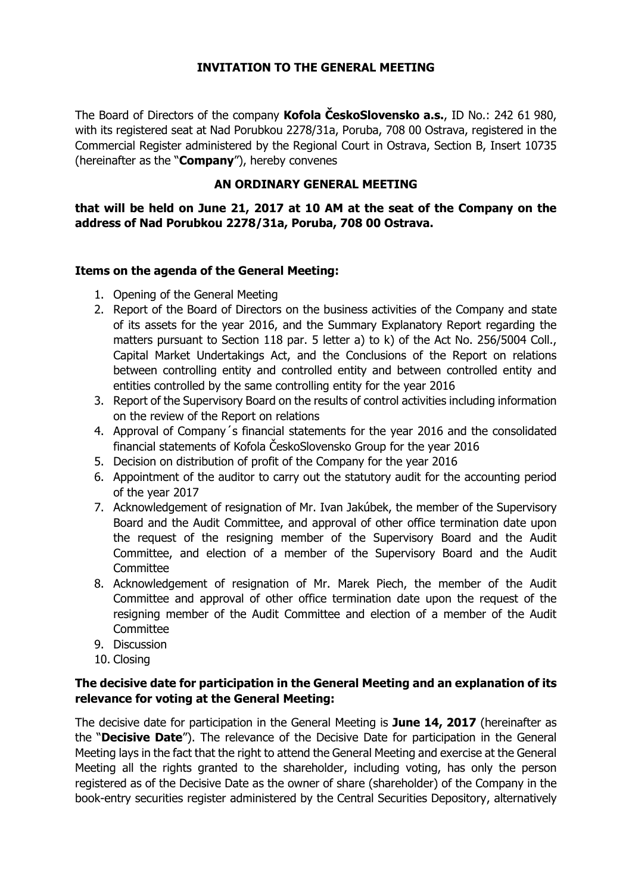# INVITATION TO THE GENERAL MEETING

The Board of Directors of the company **Kofola ČeskoSlovensko a.s.**, ID No.: 242 61 980, with its registered seat at Nad Porubkou 2278/31a, Poruba, 708 00 Ostrava, registered in the Commercial Register administered by the Regional Court in Ostrava, Section B, Insert 10735 (hereinafter as the "**Company**"), hereby convenes

## AN ORDINARY GENERAL MEETING

**that will be held on June 21, 2017 at 10 AM at the seat of the Company on the address of Nad Porubkou 2278/31a, Poruba, 708 00 Ostrava.**

### Items on the agenda of the General Meeting:

1. Opening of the General Meeting
2. Report of the Board of Directors on the business activities of the Company and state of its assets for the year 2016, and the Summary Explanatory Report regarding the matters pursuant to Section 118 par. 5 letter a) to k) of the Act No. 256/5004 Coll., Capital Market Undertakings Act, and the Conclusions of the Report on relations between controlling entity and controlled entity and between controlled entity and entities controlled by the same controlling entity for the year 2016
3. Report of the Supervisory Board on the results of control activities including information on the review of the Report on relations
4. Approval of Company´s financial statements for the year 2016 and the consolidated financial statements of Kofola ČeskoSlovensko Group for the year 2016
5. Decision on distribution of profit of the Company for the year 2016
6. Appointment of the auditor to carry out the statutory audit for the accounting period of the year 2017
7. Acknowledgement of resignation of Mr. Ivan Jakúbek, the member of the Supervisory Board and the Audit Committee, and approval of other office termination date upon the request of the resigning member of the Supervisory Board and the Audit Committee, and election of a member of the Supervisory Board and the Audit Committee
8. Acknowledgement of resignation of Mr. Marek Piech, the member of the Audit Committee and approval of other office termination date upon the request of the resigning member of the Audit Committee and election of a member of the Audit Committee
9. Discussion
10. Closing

### The decisive date for participation in the General Meeting and an explanation of its relevance for voting at the General Meeting:

The decisive date for participation in the General Meeting is **June 14, 2017** (hereinafter as the "**Decisive Date**"). The relevance of the Decisive Date for participation in the General Meeting lays in the fact that the right to attend the General Meeting and exercise at the General Meeting all the rights granted to the shareholder, including voting, has only the person registered as of the Decisive Date as the owner of share (shareholder) of the Company in the book-entry securities register administered by the Central Securities Depository, alternatively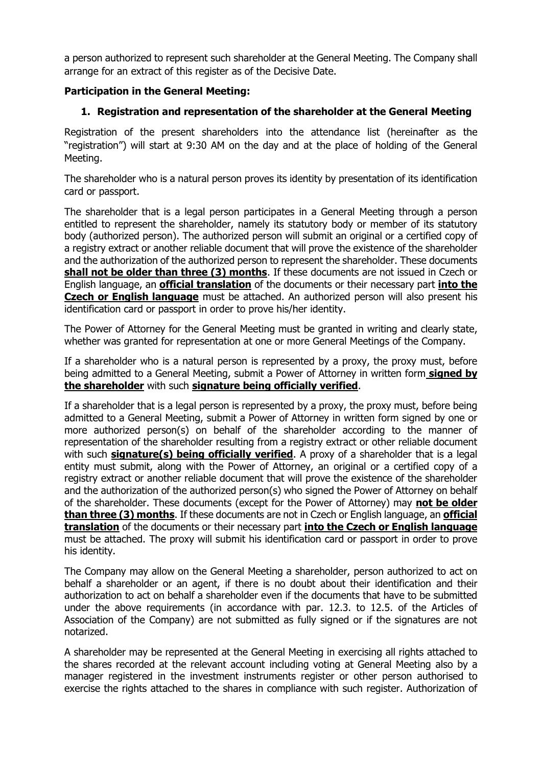a person authorized to represent such shareholder at the General Meeting. The Company shall arrange for an extract of this register as of the Decisive Date.

**Participation in the General Meeting:**

## 1. Registration and representation of the shareholder at the General Meeting

Registration of the present shareholders into the attendance list (hereinafter as the "registration") will start at 9:30 AM on the day and at the place of holding of the General Meeting.

The shareholder who is a natural person proves its identity by presentation of its identification card or passport.

The shareholder that is a legal person participates in a General Meeting through a person entitled to represent the shareholder, namely its statutory body or member of its statutory body (authorized person). The authorized person will submit an original or a certified copy of a registry extract or another reliable document that will prove the existence of the shareholder and the authorization of the authorized person to represent the shareholder. These documents **shall not be older than three (3) months**. If these documents are not issued in Czech or English language, an **official translation** of the documents or their necessary part **into the Czech or English language** must be attached. An authorized person will also present his identification card or passport in order to prove his/her identity.

The Power of Attorney for the General Meeting must be granted in writing and clearly state, whether was granted for representation at one or more General Meetings of the Company.

If a shareholder who is a natural person is represented by a proxy, the proxy must, before being admitted to a General Meeting, submit a Power of Attorney in written form **signed by the shareholder** with such **signature being officially verified**.

If a shareholder that is a legal person is represented by a proxy, the proxy must, before being admitted to a General Meeting, submit a Power of Attorney in written form signed by one or more authorized person(s) on behalf of the shareholder according to the manner of representation of the shareholder resulting from a registry extract or other reliable document with such **signature(s) being officially verified**. A proxy of a shareholder that is a legal entity must submit, along with the Power of Attorney, an original or a certified copy of a registry extract or another reliable document that will prove the existence of the shareholder and the authorization of the authorized person(s) who signed the Power of Attorney on behalf of the shareholder. These documents (except for the Power of Attorney) may **not be older than three (3) months**. If these documents are not in Czech or English language, an **official translation** of the documents or their necessary part **into the Czech or English language** must be attached. The proxy will submit his identification card or passport in order to prove his identity.

The Company may allow on the General Meeting a shareholder, person authorized to act on behalf a shareholder or an agent, if there is no doubt about their identification and their authorization to act on behalf a shareholder even if the documents that have to be submitted under the above requirements (in accordance with par. 12.3. to 12.5. of the Articles of Association of the Company) are not submitted as fully signed or if the signatures are not notarized.

A shareholder may be represented at the General Meeting in exercising all rights attached to the shares recorded at the relevant account including voting at General Meeting also by a manager registered in the investment instruments register or other person authorised to exercise the rights attached to the shares in compliance with such register. Authorization of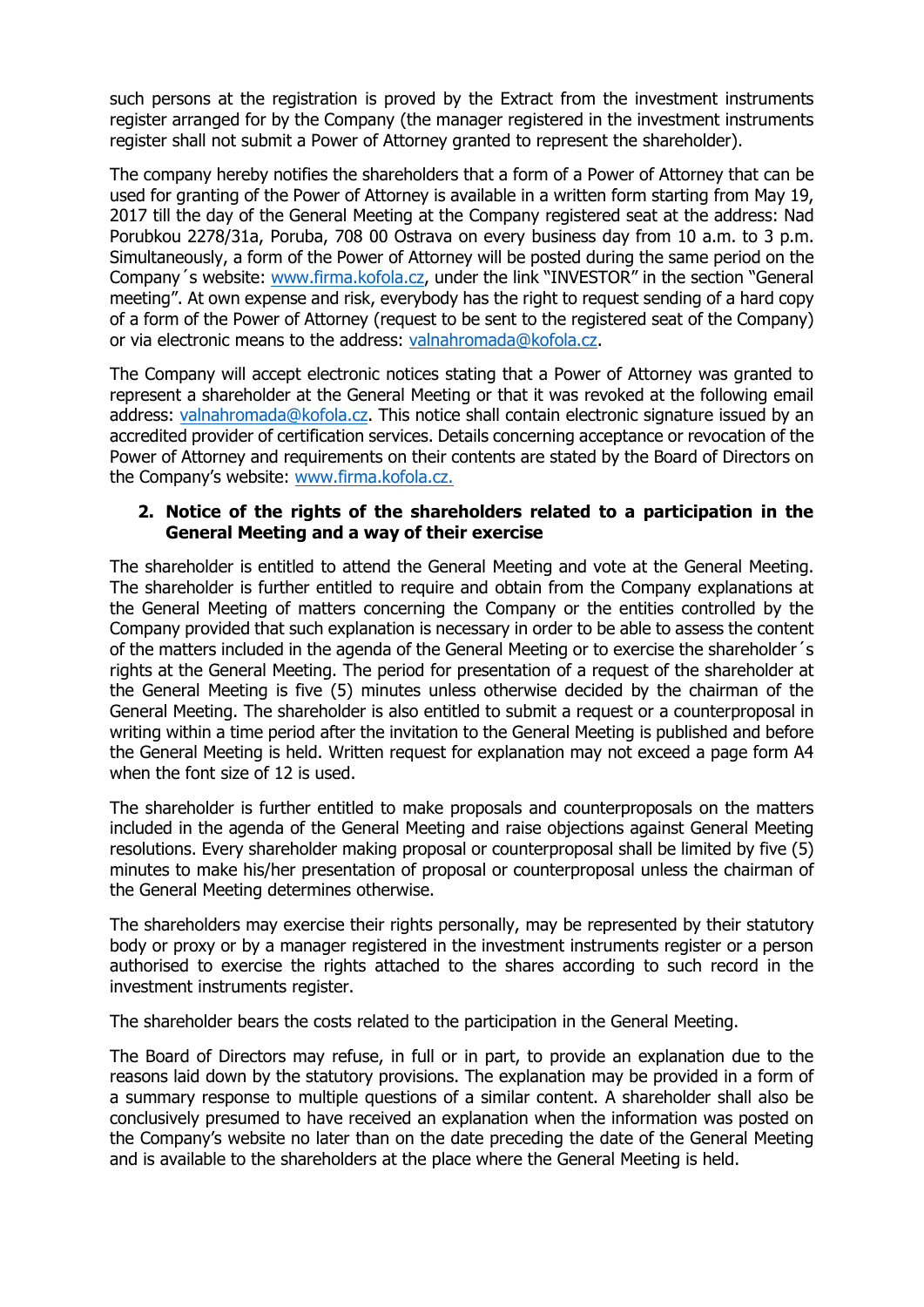such persons at the registration is proved by the Extract from the investment instruments register arranged for by the Company (the manager registered in the investment instruments register shall not submit a Power of Attorney granted to represent the shareholder).

The company hereby notifies the shareholders that a form of a Power of Attorney that can be used for granting of the Power of Attorney is available in a written form starting from May 19, 2017 till the day of the General Meeting at the Company registered seat at the address: Nad Porubkou 2278/31a, Poruba, 708 00 Ostrava on every business day from 10 a.m. to 3 p.m. Simultaneously, a form of the Power of Attorney will be posted during the same period on the Company´s website: www.firma.kofola.cz, under the link "INVESTOR" in the section "General meeting". At own expense and risk, everybody has the right to request sending of a hard copy of a form of the Power of Attorney (request to be sent to the registered seat of the Company) or via electronic means to the address: valnahromada@kofola.cz.

The Company will accept electronic notices stating that a Power of Attorney was granted to represent a shareholder at the General Meeting or that it was revoked at the following email address: valnahromada@kofola.cz. This notice shall contain electronic signature issued by an accredited provider of certification services. Details concerning acceptance or revocation of the Power of Attorney and requirements on their contents are stated by the Board of Directors on the Company's website: www.firma.kofola.cz.

## 2. Notice of the rights of the shareholders related to a participation in the General Meeting and a way of their exercise

The shareholder is entitled to attend the General Meeting and vote at the General Meeting. The shareholder is further entitled to require and obtain from the Company explanations at the General Meeting of matters concerning the Company or the entities controlled by the Company provided that such explanation is necessary in order to be able to assess the content of the matters included in the agenda of the General Meeting or to exercise the shareholder´s rights at the General Meeting. The period for presentation of a request of the shareholder at the General Meeting is five (5) minutes unless otherwise decided by the chairman of the General Meeting. The shareholder is also entitled to submit a request or a counterproposal in writing within a time period after the invitation to the General Meeting is published and before the General Meeting is held. Written request for explanation may not exceed a page form A4 when the font size of 12 is used.

The shareholder is further entitled to make proposals and counterproposals on the matters included in the agenda of the General Meeting and raise objections against General Meeting resolutions. Every shareholder making proposal or counterproposal shall be limited by five (5) minutes to make his/her presentation of proposal or counterproposal unless the chairman of the General Meeting determines otherwise.

The shareholders may exercise their rights personally, may be represented by their statutory body or proxy or by a manager registered in the investment instruments register or a person authorised to exercise the rights attached to the shares according to such record in the investment instruments register.

The shareholder bears the costs related to the participation in the General Meeting.

The Board of Directors may refuse, in full or in part, to provide an explanation due to the reasons laid down by the statutory provisions. The explanation may be provided in a form of a summary response to multiple questions of a similar content. A shareholder shall also be conclusively presumed to have received an explanation when the information was posted on the Company's website no later than on the date preceding the date of the General Meeting and is available to the shareholders at the place where the General Meeting is held.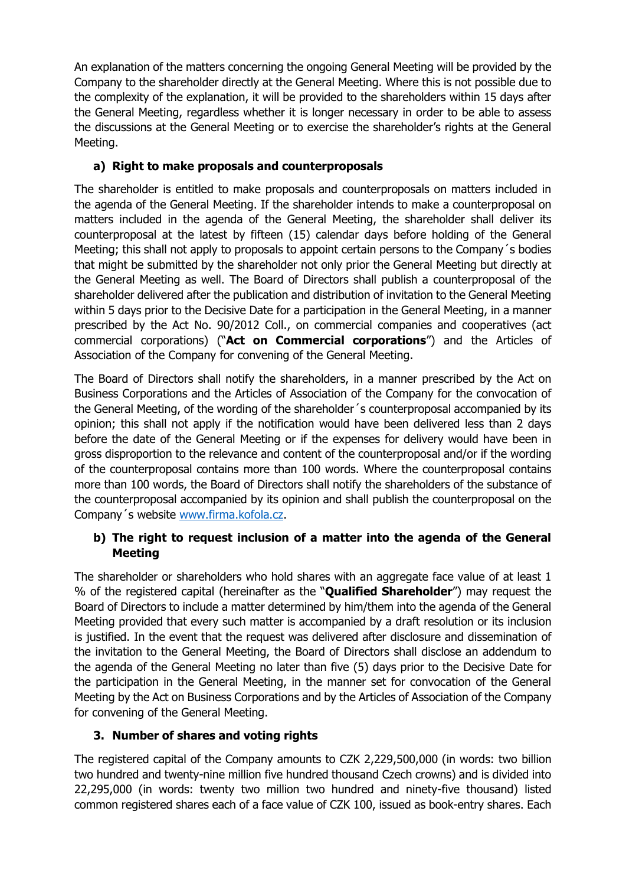An explanation of the matters concerning the ongoing General Meeting will be provided by the Company to the shareholder directly at the General Meeting. Where this is not possible due to the complexity of the explanation, it will be provided to the shareholders within 15 days after the General Meeting, regardless whether it is longer necessary in order to be able to assess the discussions at the General Meeting or to exercise the shareholder's rights at the General Meeting.

### a) Right to make proposals and counterproposals

The shareholder is entitled to make proposals and counterproposals on matters included in the agenda of the General Meeting. If the shareholder intends to make a counterproposal on matters included in the agenda of the General Meeting, the shareholder shall deliver its counterproposal at the latest by fifteen (15) calendar days before holding of the General Meeting; this shall not apply to proposals to appoint certain persons to the Company´s bodies that might be submitted by the shareholder not only prior the General Meeting but directly at the General Meeting as well. The Board of Directors shall publish a counterproposal of the shareholder delivered after the publication and distribution of invitation to the General Meeting within 5 days prior to the Decisive Date for a participation in the General Meeting, in a manner prescribed by the Act No. 90/2012 Coll., on commercial companies and cooperatives (act commercial corporations) ("**Act on Commercial corporations**") and the Articles of Association of the Company for convening of the General Meeting.

The Board of Directors shall notify the shareholders, in a manner prescribed by the Act on Business Corporations and the Articles of Association of the Company for the convocation of the General Meeting, of the wording of the shareholder´s counterproposal accompanied by its opinion; this shall not apply if the notification would have been delivered less than 2 days before the date of the General Meeting or if the expenses for delivery would have been in gross disproportion to the relevance and content of the counterproposal and/or if the wording of the counterproposal contains more than 100 words. Where the counterproposal contains more than 100 words, the Board of Directors shall notify the shareholders of the substance of the counterproposal accompanied by its opinion and shall publish the counterproposal on the Company´s website www.firma.kofola.cz.

### b) The right to request inclusion of a matter into the agenda of the General Meeting

The shareholder or shareholders who hold shares with an aggregate face value of at least 1 % of the registered capital (hereinafter as the "**Qualified Shareholder**") may request the Board of Directors to include a matter determined by him/them into the agenda of the General Meeting provided that every such matter is accompanied by a draft resolution or its inclusion is justified. In the event that the request was delivered after disclosure and dissemination of the invitation to the General Meeting, the Board of Directors shall disclose an addendum to the agenda of the General Meeting no later than five (5) days prior to the Decisive Date for the participation in the General Meeting, in the manner set for convocation of the General Meeting by the Act on Business Corporations and by the Articles of Association of the Company for convening of the General Meeting.

## 3. Number of shares and voting rights

The registered capital of the Company amounts to CZK 2,229,500,000 (in words: two billion two hundred and twenty-nine million five hundred thousand Czech crowns) and is divided into 22,295,000 (in words: twenty two million two hundred and ninety-five thousand) listed common registered shares each of a face value of CZK 100, issued as book-entry shares. Each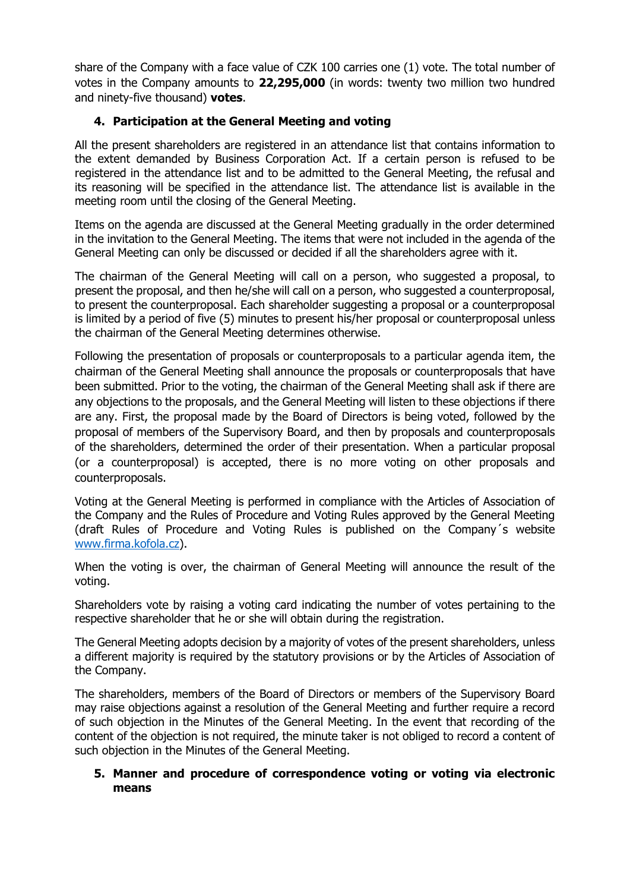share of the Company with a face value of CZK 100 carries one (1) vote. The total number of votes in the Company amounts to **22,295,000** (in words: twenty two million two hundred and ninety-five thousand) **votes**.

## 4. Participation at the General Meeting and voting

All the present shareholders are registered in an attendance list that contains information to the extent demanded by Business Corporation Act. If a certain person is refused to be registered in the attendance list and to be admitted to the General Meeting, the refusal and its reasoning will be specified in the attendance list. The attendance list is available in the meeting room until the closing of the General Meeting.

Items on the agenda are discussed at the General Meeting gradually in the order determined in the invitation to the General Meeting. The items that were not included in the agenda of the General Meeting can only be discussed or decided if all the shareholders agree with it.

The chairman of the General Meeting will call on a person, who suggested a proposal, to present the proposal, and then he/she will call on a person, who suggested a counterproposal, to present the counterproposal. Each shareholder suggesting a proposal or a counterproposal is limited by a period of five (5) minutes to present his/her proposal or counterproposal unless the chairman of the General Meeting determines otherwise.

Following the presentation of proposals or counterproposals to a particular agenda item, the chairman of the General Meeting shall announce the proposals or counterproposals that have been submitted. Prior to the voting, the chairman of the General Meeting shall ask if there are any objections to the proposals, and the General Meeting will listen to these objections if there are any. First, the proposal made by the Board of Directors is being voted, followed by the proposal of members of the Supervisory Board, and then by proposals and counterproposals of the shareholders, determined the order of their presentation. When a particular proposal (or a counterproposal) is accepted, there is no more voting on other proposals and counterproposals.

Voting at the General Meeting is performed in compliance with the Articles of Association of the Company and the Rules of Procedure and Voting Rules approved by the General Meeting (draft Rules of Procedure and Voting Rules is published on the Company´s website www.firma.kofola.cz).

When the voting is over, the chairman of General Meeting will announce the result of the voting.

Shareholders vote by raising a voting card indicating the number of votes pertaining to the respective shareholder that he or she will obtain during the registration.

The General Meeting adopts decision by a majority of votes of the present shareholders, unless a different majority is required by the statutory provisions or by the Articles of Association of the Company.

The shareholders, members of the Board of Directors or members of the Supervisory Board may raise objections against a resolution of the General Meeting and further require a record of such objection in the Minutes of the General Meeting. In the event that recording of the content of the objection is not required, the minute taker is not obliged to record a content of such objection in the Minutes of the General Meeting.

## 5. Manner and procedure of correspondence voting or voting via electronic means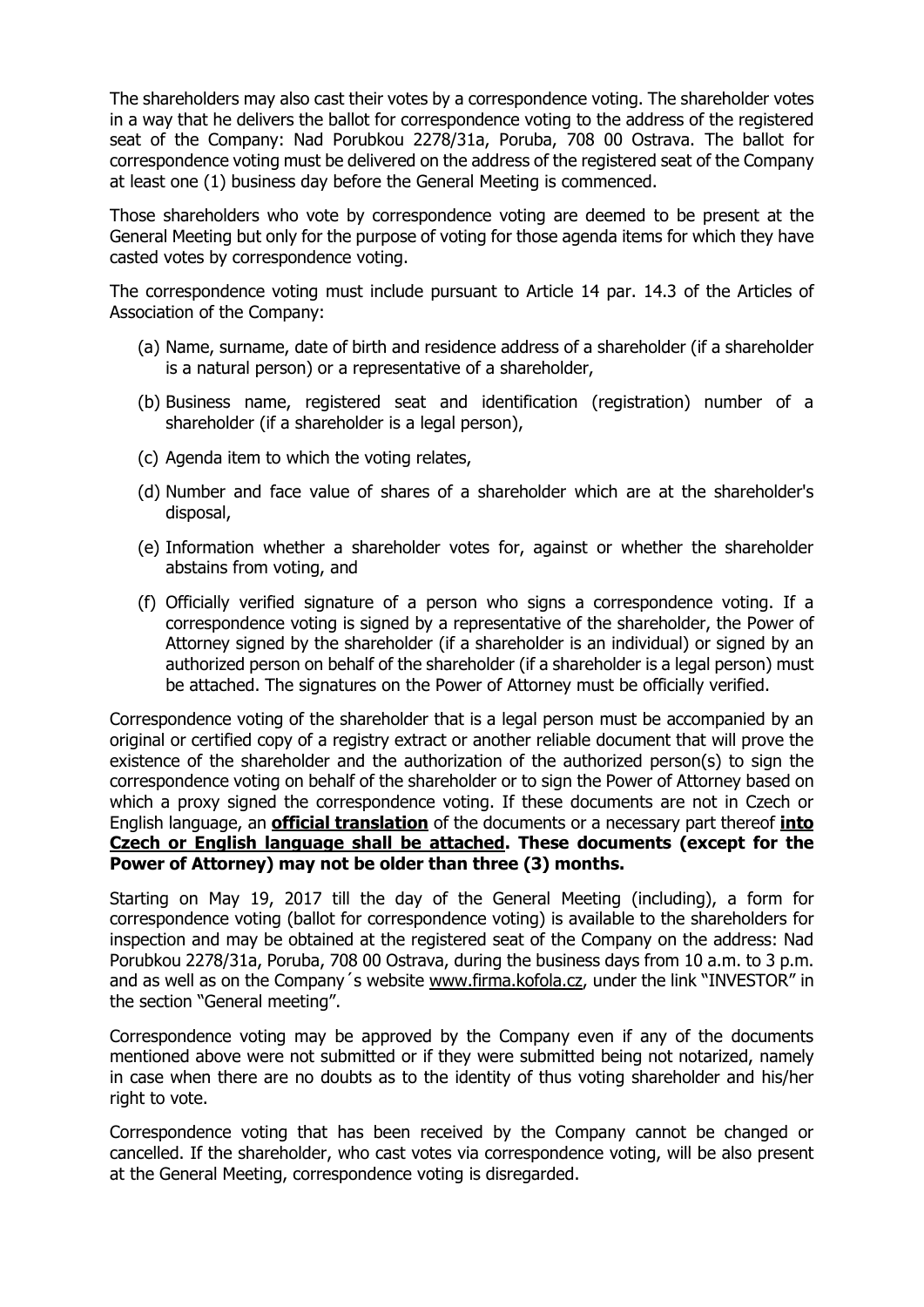The shareholders may also cast their votes by a correspondence voting. The shareholder votes in a way that he delivers the ballot for correspondence voting to the address of the registered seat of the Company: Nad Porubkou 2278/31a, Poruba, 708 00 Ostrava. The ballot for correspondence voting must be delivered on the address of the registered seat of the Company at least one (1) business day before the General Meeting is commenced.

Those shareholders who vote by correspondence voting are deemed to be present at the General Meeting but only for the purpose of voting for those agenda items for which they have casted votes by correspondence voting.

The correspondence voting must include pursuant to Article 14 par. 14.3 of the Articles of Association of the Company:

(a) Name, surname, date of birth and residence address of a shareholder (if a shareholder is a natural person) or a representative of a shareholder,

(b) Business name, registered seat and identification (registration) number of a shareholder (if a shareholder is a legal person),

(c) Agenda item to which the voting relates,

(d) Number and face value of shares of a shareholder which are at the shareholder's disposal,

(e) Information whether a shareholder votes for, against or whether the shareholder abstains from voting, and

(f) Officially verified signature of a person who signs a correspondence voting. If a correspondence voting is signed by a representative of the shareholder, the Power of Attorney signed by the shareholder (if a shareholder is an individual) or signed by an authorized person on behalf of the shareholder (if a shareholder is a legal person) must be attached. The signatures on the Power of Attorney must be officially verified.

Correspondence voting of the shareholder that is a legal person must be accompanied by an original or certified copy of a registry extract or another reliable document that will prove the existence of the shareholder and the authorization of the authorized person(s) to sign the correspondence voting on behalf of the shareholder or to sign the Power of Attorney based on which a proxy signed the correspondence voting. If these documents are not in Czech or English language, an **official translation** of the documents or a necessary part thereof **into Czech or English language shall be attached. These documents (except for the Power of Attorney) may not be older than three (3) months.**

Starting on May 19, 2017 till the day of the General Meeting (including), a form for correspondence voting (ballot for correspondence voting) is available to the shareholders for inspection and may be obtained at the registered seat of the Company on the address: Nad Porubkou 2278/31a, Poruba, 708 00 Ostrava, during the business days from 10 a.m. to 3 p.m. and as well as on the Company´s website www.firma.kofola.cz, under the link "INVESTOR" in the section "General meeting".

Correspondence voting may be approved by the Company even if any of the documents mentioned above were not submitted or if they were submitted being not notarized, namely in case when there are no doubts as to the identity of thus voting shareholder and his/her right to vote.

Correspondence voting that has been received by the Company cannot be changed or cancelled. If the shareholder, who cast votes via correspondence voting, will be also present at the General Meeting, correspondence voting is disregarded.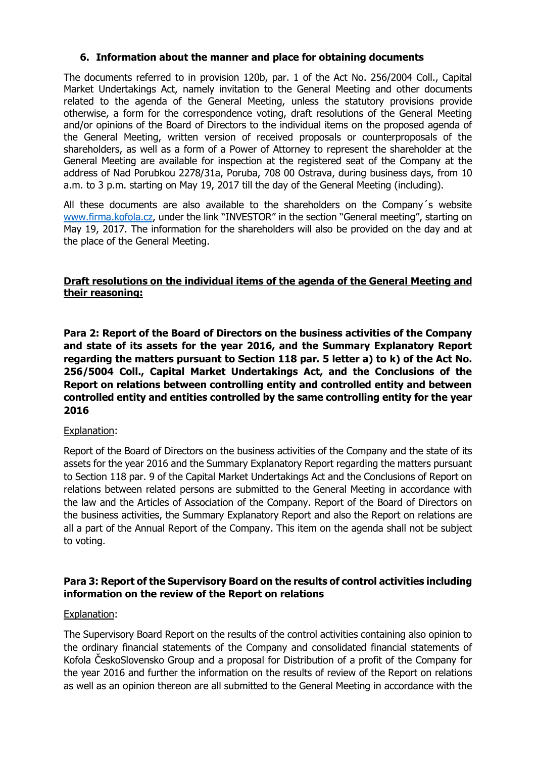### 6. Information about the manner and place for obtaining documents

The documents referred to in provision 120b, par. 1 of the Act No. 256/2004 Coll., Capital Market Undertakings Act, namely invitation to the General Meeting and other documents related to the agenda of the General Meeting, unless the statutory provisions provide otherwise, a form for the correspondence voting, draft resolutions of the General Meeting and/or opinions of the Board of Directors to the individual items on the proposed agenda of the General Meeting, written version of received proposals or counterproposals of the shareholders, as well as a form of a Power of Attorney to represent the shareholder at the General Meeting are available for inspection at the registered seat of the Company at the address of Nad Porubkou 2278/31a, Poruba, 708 00 Ostrava, during business days, from 10 a.m. to 3 p.m. starting on May 19, 2017 till the day of the General Meeting (including).

All these documents are also available to the shareholders on the Company´s website www.firma.kofola.cz, under the link "INVESTOR" in the section "General meeting", starting on May 19, 2017. The information for the shareholders will also be provided on the day and at the place of the General Meeting.

**Draft resolutions on the individual items of the agenda of the General Meeting and their reasoning:**

**Para 2: Report of the Board of Directors on the business activities of the Company and state of its assets for the year 2016, and the Summary Explanatory Report regarding the matters pursuant to Section 118 par. 5 letter a) to k) of the Act No. 256/5004 Coll., Capital Market Undertakings Act, and the Conclusions of the Report on relations between controlling entity and controlled entity and between controlled entity and entities controlled by the same controlling entity for the year 2016**

Explanation:

Report of the Board of Directors on the business activities of the Company and the state of its assets for the year 2016 and the Summary Explanatory Report regarding the matters pursuant to Section 118 par. 9 of the Capital Market Undertakings Act and the Conclusions of Report on relations between related persons are submitted to the General Meeting in accordance with the law and the Articles of Association of the Company. Report of the Board of Directors on the business activities, the Summary Explanatory Report and also the Report on relations are all a part of the Annual Report of the Company. This item on the agenda shall not be subject to voting.

**Para 3: Report of the Supervisory Board on the results of control activities including information on the review of the Report on relations**

Explanation:

The Supervisory Board Report on the results of the control activities containing also opinion to the ordinary financial statements of the Company and consolidated financial statements of Kofola ČeskoSlovensko Group and a proposal for Distribution of a profit of the Company for the year 2016 and further the information on the results of review of the Report on relations as well as an opinion thereon are all submitted to the General Meeting in accordance with the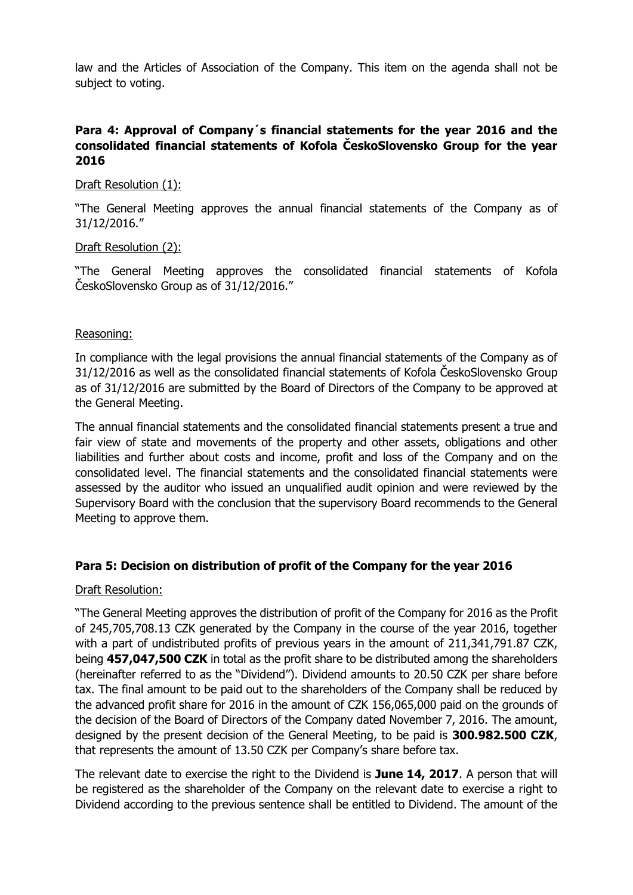law and the Articles of Association of the Company. This item on the agenda shall not be subject to voting.

**Para 4: Approval of Company´s financial statements for the year 2016 and the consolidated financial statements of Kofola ČeskoSlovensko Group for the year 2016**

Draft Resolution (1):

"The General Meeting approves the annual financial statements of the Company as of 31/12/2016."

Draft Resolution (2):

"The General Meeting approves the consolidated financial statements of Kofola ČeskoSlovensko Group as of 31/12/2016."

Reasoning:

In compliance with the legal provisions the annual financial statements of the Company as of 31/12/2016 as well as the consolidated financial statements of Kofola ČeskoSlovensko Group as of 31/12/2016 are submitted by the Board of Directors of the Company to be approved at the General Meeting.

The annual financial statements and the consolidated financial statements present a true and fair view of state and movements of the property and other assets, obligations and other liabilities and further about costs and income, profit and loss of the Company and on the consolidated level. The financial statements and the consolidated financial statements were assessed by the auditor who issued an unqualified audit opinion and were reviewed by the Supervisory Board with the conclusion that the supervisory Board recommends to the General Meeting to approve them.

**Para 5: Decision on distribution of profit of the Company for the year 2016**

Draft Resolution:

"The General Meeting approves the distribution of profit of the Company for 2016 as the Profit of 245,705,708.13 CZK generated by the Company in the course of the year 2016, together with a part of undistributed profits of previous years in the amount of 211,341,791.87 CZK, being **457,047,500 CZK** in total as the profit share to be distributed among the shareholders (hereinafter referred to as the "Dividend"). Dividend amounts to 20.50 CZK per share before tax. The final amount to be paid out to the shareholders of the Company shall be reduced by the advanced profit share for 2016 in the amount of CZK 156,065,000 paid on the grounds of the decision of the Board of Directors of the Company dated November 7, 2016. The amount, designed by the present decision of the General Meeting, to be paid is **300.982.500 CZK**, that represents the amount of 13.50 CZK per Company's share before tax.

The relevant date to exercise the right to the Dividend is **June 14, 2017**. A person that will be registered as the shareholder of the Company on the relevant date to exercise a right to Dividend according to the previous sentence shall be entitled to Dividend. The amount of the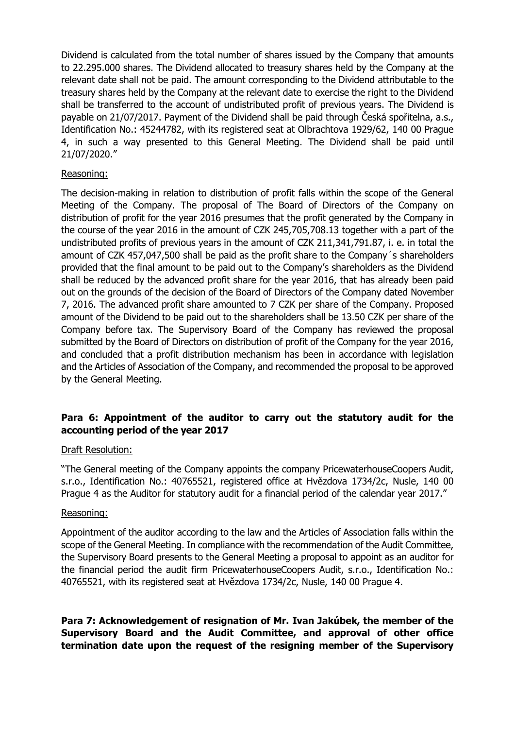Dividend is calculated from the total number of shares issued by the Company that amounts to 22.295.000 shares. The Dividend allocated to treasury shares held by the Company at the relevant date shall not be paid. The amount corresponding to the Dividend attributable to the treasury shares held by the Company at the relevant date to exercise the right to the Dividend shall be transferred to the account of undistributed profit of previous years. The Dividend is payable on 21/07/2017. Payment of the Dividend shall be paid through Česká spořitelna, a.s., Identification No.: 45244782, with its registered seat at Olbrachtova 1929/62, 140 00 Prague 4, in such a way presented to this General Meeting. The Dividend shall be paid until 21/07/2020."

Reasoning:

The decision-making in relation to distribution of profit falls within the scope of the General Meeting of the Company. The proposal of The Board of Directors of the Company on distribution of profit for the year 2016 presumes that the profit generated by the Company in the course of the year 2016 in the amount of CZK 245,705,708.13 together with a part of the undistributed profits of previous years in the amount of CZK 211,341,791.87, i. e. in total the amount of CZK 457,047,500 shall be paid as the profit share to the Company´s shareholders provided that the final amount to be paid out to the Company's shareholders as the Dividend shall be reduced by the advanced profit share for the year 2016, that has already been paid out on the grounds of the decision of the Board of Directors of the Company dated November 7, 2016. The advanced profit share amounted to 7 CZK per share of the Company. Proposed amount of the Dividend to be paid out to the shareholders shall be 13.50 CZK per share of the Company before tax. The Supervisory Board of the Company has reviewed the proposal submitted by the Board of Directors on distribution of profit of the Company for the year 2016, and concluded that a profit distribution mechanism has been in accordance with legislation and the Articles of Association of the Company, and recommended the proposal to be approved by the General Meeting.

**Para 6: Appointment of the auditor to carry out the statutory audit for the accounting period of the year 2017**

Draft Resolution:

"The General meeting of the Company appoints the company PricewaterhouseCoopers Audit, s.r.o., Identification No.: 40765521, registered office at Hvězdova 1734/2c, Nusle, 140 00 Prague 4 as the Auditor for statutory audit for a financial period of the calendar year 2017."

Reasoning:

Appointment of the auditor according to the law and the Articles of Association falls within the scope of the General Meeting. In compliance with the recommendation of the Audit Committee, the Supervisory Board presents to the General Meeting a proposal to appoint as an auditor for the financial period the audit firm PricewaterhouseCoopers Audit, s.r.o., Identification No.: 40765521, with its registered seat at Hvězdova 1734/2c, Nusle, 140 00 Prague 4.

**Para 7: Acknowledgement of resignation of Mr. Ivan Jakúbek, the member of the Supervisory Board and the Audit Committee, and approval of other office termination date upon the request of the resigning member of the Supervisory**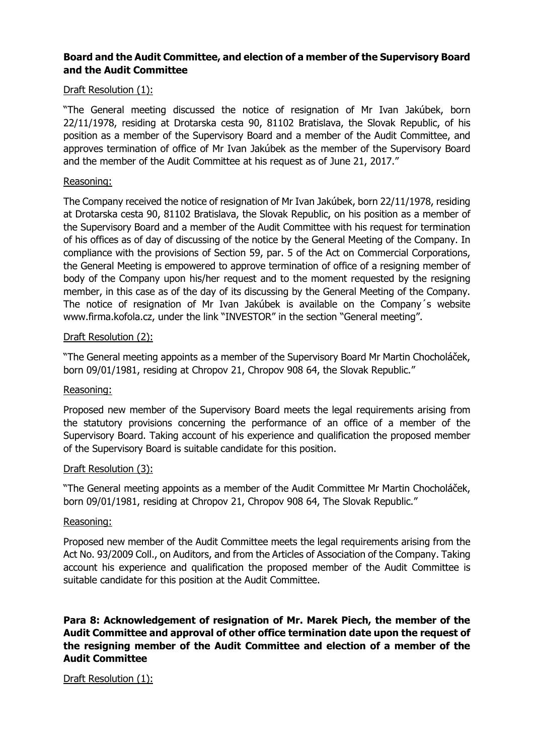**Board and the Audit Committee, and election of a member of the Supervisory Board and the Audit Committee**

Draft Resolution (1):

"The General meeting discussed the notice of resignation of Mr Ivan Jakúbek, born 22/11/1978, residing at Drotarska cesta 90, 81102 Bratislava, the Slovak Republic, of his position as a member of the Supervisory Board and a member of the Audit Committee, and approves termination of office of Mr Ivan Jakúbek as the member of the Supervisory Board and the member of the Audit Committee at his request as of June 21, 2017."

Reasoning:

The Company received the notice of resignation of Mr Ivan Jakúbek, born 22/11/1978, residing at Drotarska cesta 90, 81102 Bratislava, the Slovak Republic, on his position as a member of the Supervisory Board and a member of the Audit Committee with his request for termination of his offices as of day of discussing of the notice by the General Meeting of the Company. In compliance with the provisions of Section 59, par. 5 of the Act on Commercial Corporations, the General Meeting is empowered to approve termination of office of a resigning member of body of the Company upon his/her request and to the moment requested by the resigning member, in this case as of the day of its discussing by the General Meeting of the Company. The notice of resignation of Mr Ivan Jakúbek is available on the Company´s website www.firma.kofola.cz, under the link "INVESTOR" in the section "General meeting".

Draft Resolution (2):

"The General meeting appoints as a member of the Supervisory Board Mr Martin Chocholáček, born 09/01/1981, residing at Chropov 21, Chropov 908 64, the Slovak Republic."

Reasoning:

Proposed new member of the Supervisory Board meets the legal requirements arising from the statutory provisions concerning the performance of an office of a member of the Supervisory Board. Taking account of his experience and qualification the proposed member of the Supervisory Board is suitable candidate for this position.

Draft Resolution (3):

"The General meeting appoints as a member of the Audit Committee Mr Martin Chocholáček, born 09/01/1981, residing at Chropov 21, Chropov 908 64, The Slovak Republic."

Reasoning:

Proposed new member of the Audit Committee meets the legal requirements arising from the Act No. 93/2009 Coll., on Auditors, and from the Articles of Association of the Company. Taking account his experience and qualification the proposed member of the Audit Committee is suitable candidate for this position at the Audit Committee.

**Para 8: Acknowledgement of resignation of Mr. Marek Piech, the member of the Audit Committee and approval of other office termination date upon the request of the resigning member of the Audit Committee and election of a member of the Audit Committee**

Draft Resolution (1):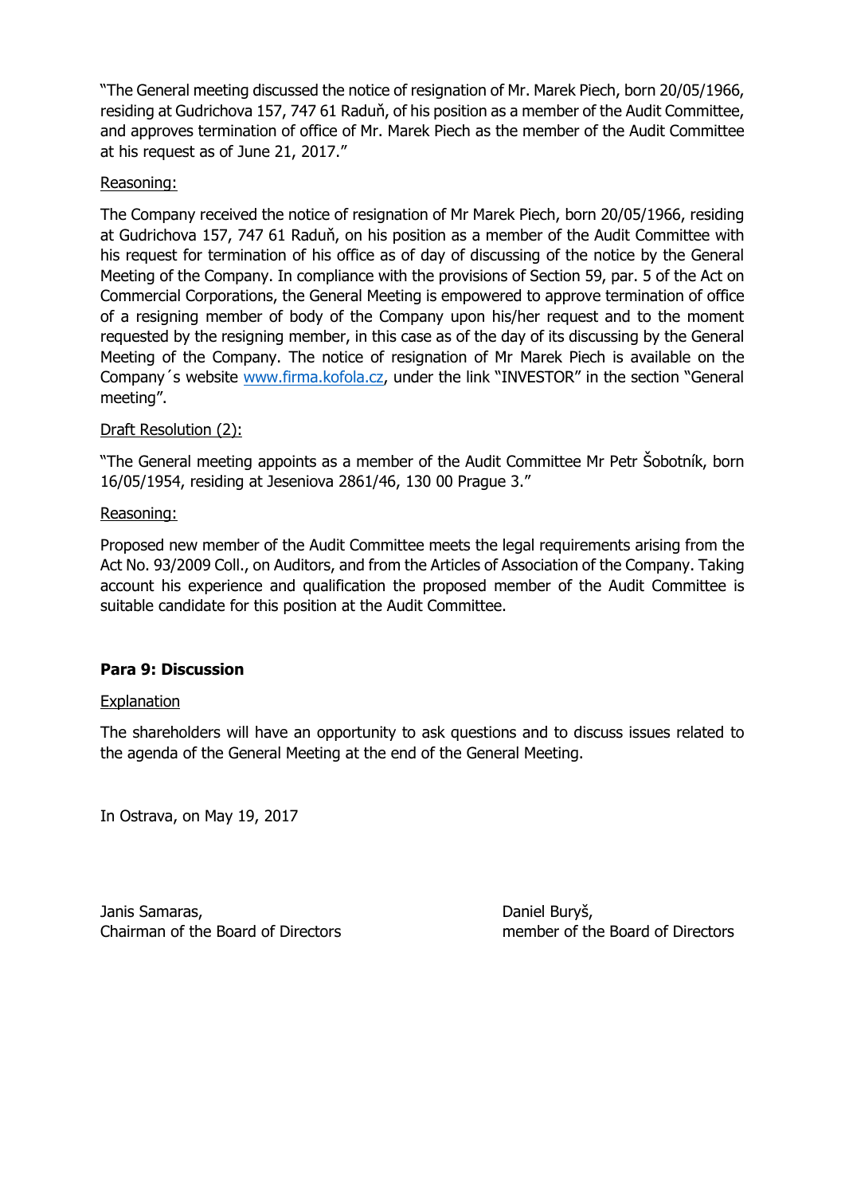"The General meeting discussed the notice of resignation of Mr. Marek Piech, born 20/05/1966, residing at Gudrichova 157, 747 61 Raduň, of his position as a member of the Audit Committee, and approves termination of office of Mr. Marek Piech as the member of the Audit Committee at his request as of June 21, 2017."

Reasoning:

The Company received the notice of resignation of Mr Marek Piech, born 20/05/1966, residing at Gudrichova 157, 747 61 Raduň, on his position as a member of the Audit Committee with his request for termination of his office as of day of discussing of the notice by the General Meeting of the Company. In compliance with the provisions of Section 59, par. 5 of the Act on Commercial Corporations, the General Meeting is empowered to approve termination of office of a resigning member of body of the Company upon his/her request and to the moment requested by the resigning member, in this case as of the day of its discussing by the General Meeting of the Company. The notice of resignation of Mr Marek Piech is available on the Company´s website www.firma.kofola.cz, under the link "INVESTOR" in the section "General meeting".

Draft Resolution (2):

"The General meeting appoints as a member of the Audit Committee Mr Petr Šobotník, born 16/05/1954, residing at Jeseniova 2861/46, 130 00 Prague 3."

Reasoning:

Proposed new member of the Audit Committee meets the legal requirements arising from the Act No. 93/2009 Coll., on Auditors, and from the Articles of Association of the Company. Taking account his experience and qualification the proposed member of the Audit Committee is suitable candidate for this position at the Audit Committee.

**Para 9: Discussion**

Explanation

The shareholders will have an opportunity to ask questions and to discuss issues related to the agenda of the General Meeting at the end of the General Meeting.

In Ostrava, on May 19, 2017

Janis Samaras,
Chairman of the Board of Directors

Daniel Buryš,
member of the Board of Directors